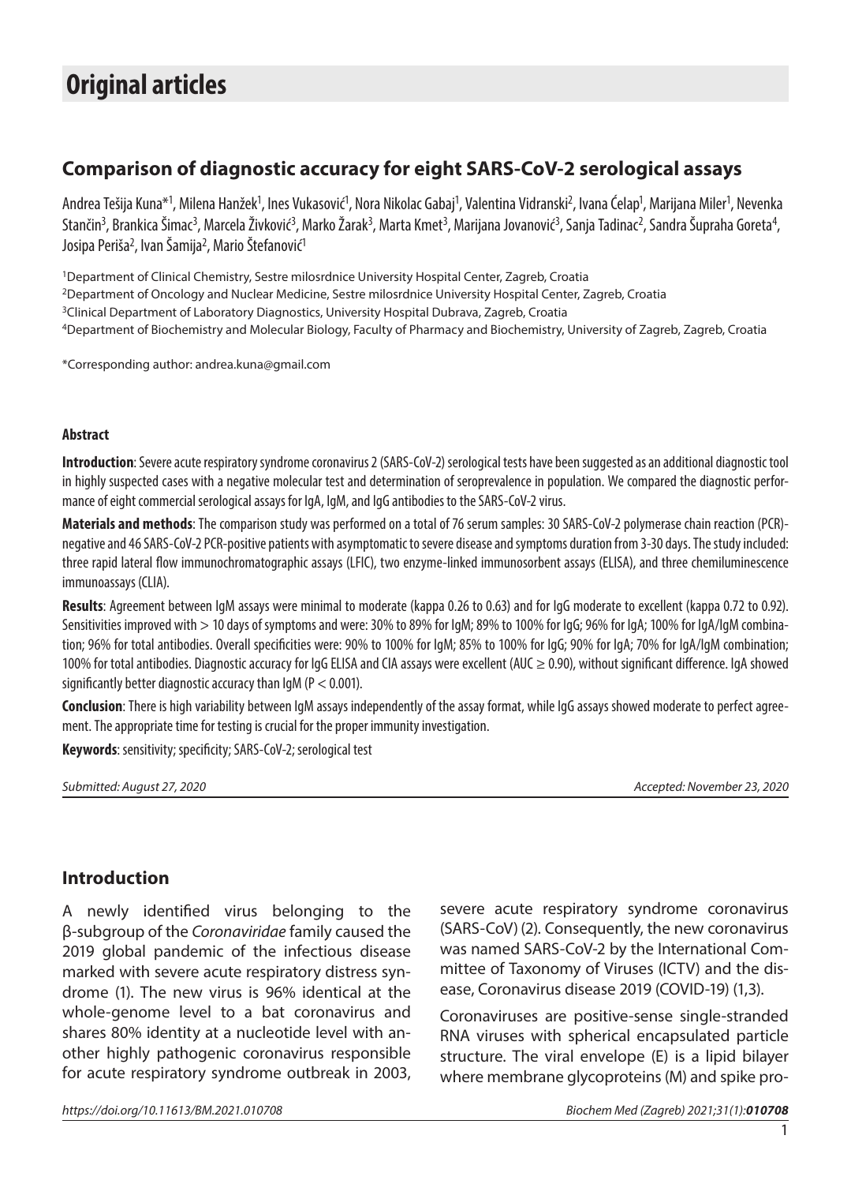# Original articles

## Comparison of diagnostic accuracy for eight SARS-CoV-2 serological assays

Andrea Tešija Kuna*[1], Milena Hanžek[1], Ines Vukasović[1], Nora Nikolac Gabaj[1], Valentina Vidranski[2], Ivana Ćelap[1], Marijana Miler[1], Nevenka Stančin[3], Brankica Šimac[3], Marcela Živković[3], Marko Žarak[3], Marta Kmet[3], Marijana Jovanović[3], Sanja Tadinac[2], Sandra Šupraha Goreta[4], Josipa Periša[2], Ivan Šamija[2], Mario Štefanović[1]

[1]Department of Clinical Chemistry, Sestre milosrdnice University Hospital Center, Zagreb, Croatia

[2]Department of Oncology and Nuclear Medicine, Sestre milosrdnice University Hospital Center, Zagreb, Croatia

[3]Clinical Department of Laboratory Diagnostics, University Hospital Dubrava, Zagreb, Croatia

[4]Department of Biochemistry and Molecular Biology, Faculty of Pharmacy and Biochemistry, University of Zagreb, Zagreb, Croatia

*Corresponding author: andrea.kuna@gmail.com

### Abstract

**Introduction**: Severe acute respiratory syndrome coronavirus 2 (SARS-CoV-2) serological tests have been suggested as an additional diagnostic tool in highly suspected cases with a negative molecular test and determination of seroprevalence in population. We compared the diagnostic performance of eight commercial serological assays for IgA, IgM, and IgG antibodies to the SARS-CoV-2 virus.

**Materials and methods**: The comparison study was performed on a total of 76 serum samples: 30 SARS-CoV-2 polymerase chain reaction (PCR)-negative and 46 SARS-CoV-2 PCR-positive patients with asymptomatic to severe disease and symptoms duration from 3-30 days. The study included: three rapid lateral flow immunochromatographic assays (LFIC), two enzyme-linked immunosorbent assays (ELISA), and three chemiluminescence immunoassays (CLIA).

**Results**: Agreement between IgM assays were minimal to moderate (kappa 0.26 to 0.63) and for IgG moderate to excellent (kappa 0.72 to 0.92). Sensitivities improved with > 10 days of symptoms and were: 30% to 89% for IgM; 89% to 100% for IgG; 96% for IgA; 100% for IgA/IgM combination; 96% for total antibodies. Overall specificities were: 90% to 100% for IgM; 85% to 100% for IgG; 90% for IgA; 70% for IgA/IgM combination; 100% for total antibodies. Diagnostic accuracy for IgG ELISA and CIA assays were excellent (AUC ≥ 0.90), without significant difference. IgA showed significantly better diagnostic accuracy than IgM ($P < 0.001$).

**Conclusion**: There is high variability between IgM assays independently of the assay format, while IgG assays showed moderate to perfect agreement. The appropriate time for testing is crucial for the proper immunity investigation.

**Keywords**: sensitivity; specificity; SARS-CoV-2; serological test

*Submitted: August 27, 2020* *Accepted: November 23, 2020*

## Introduction

A newly identified virus belonging to the β-subgroup of the *Coronaviridae* family caused the 2019 global pandemic of the infectious disease marked with severe acute respiratory distress syndrome (1). The new virus is 96% identical at the whole-genome level to a bat coronavirus and shares 80% identity at a nucleotide level with another highly pathogenic coronavirus responsible for acute respiratory syndrome outbreak in 2003, severe acute respiratory syndrome coronavirus (SARS-CoV) (2). Consequently, the new coronavirus was named SARS-CoV-2 by the International Committee of Taxonomy of Viruses (ICTV) and the disease, Coronavirus disease 2019 (COVID-19) (1,3).

Coronaviruses are positive-sense single-stranded RNA viruses with spherical encapsulated particle structure. The viral envelope (E) is a lipid bilayer where membrane glycoproteins (M) and spike pro-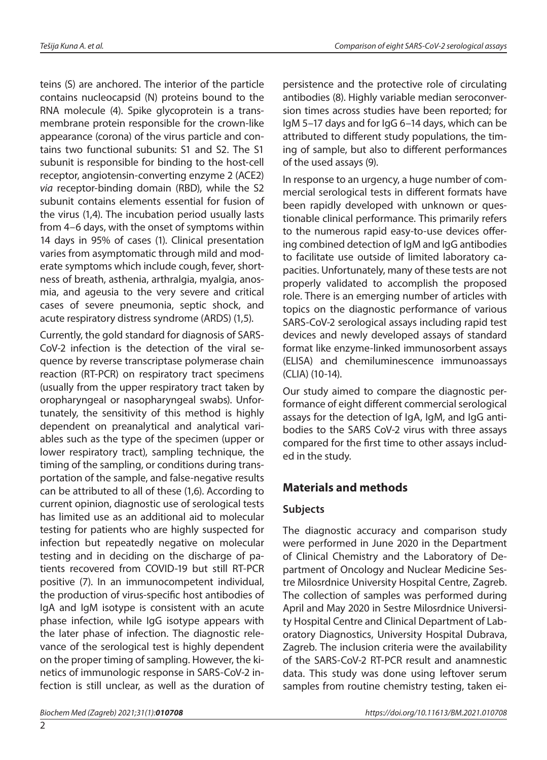teins (S) are anchored. The interior of the particle contains nucleocapsid (N) proteins bound to the RNA molecule (4). Spike glycoprotein is a transmembrane protein responsible for the crown-like appearance (corona) of the virus particle and contains two functional subunits: S1 and S2. The S1 subunit is responsible for binding to the host-cell receptor, angiotensin-converting enzyme 2 (ACE2) *via* receptor-binding domain (RBD), while the S2 subunit contains elements essential for fusion of the virus (1,4). The incubation period usually lasts from 4–6 days, with the onset of symptoms within 14 days in 95% of cases (1). Clinical presentation varies from asymptomatic through mild and moderate symptoms which include cough, fever, shortness of breath, asthenia, arthralgia, myalgia, anosmia, and ageusia to the very severe and critical cases of severe pneumonia, septic shock, and acute respiratory distress syndrome (ARDS) (1,5).

Currently, the gold standard for diagnosis of SARS-CoV-2 infection is the detection of the viral sequence by reverse transcriptase polymerase chain reaction (RT-PCR) on respiratory tract specimens (usually from the upper respiratory tract taken by oropharyngeal or nasopharyngeal swabs). Unfortunately, the sensitivity of this method is highly dependent on preanalytical and analytical variables such as the type of the specimen (upper or lower respiratory tract), sampling technique, the timing of the sampling, or conditions during transportation of the sample, and false-negative results can be attributed to all of these (1,6). According to current opinion, diagnostic use of serological tests has limited use as an additional aid to molecular testing for patients who are highly suspected for infection but repeatedly negative on molecular testing and in deciding on the discharge of patients recovered from COVID-19 but still RT-PCR positive (7). In an immunocompetent individual, the production of virus-specific host antibodies of IgA and IgM isotype is consistent with an acute phase infection, while IgG isotype appears with the later phase of infection. The diagnostic relevance of the serological test is highly dependent on the proper timing of sampling. However, the kinetics of immunologic response in SARS-CoV-2 infection is still unclear, as well as the duration of persistence and the protective role of circulating antibodies (8). Highly variable median seroconversion times across studies have been reported; for IgM 5–17 days and for IgG 6–14 days, which can be attributed to different study populations, the timing of sample, but also to different performances of the used assays (9).

In response to an urgency, a huge number of commercial serological tests in different formats have been rapidly developed with unknown or questionable clinical performance. This primarily refers to the numerous rapid easy-to-use devices offering combined detection of IgM and IgG antibodies to facilitate use outside of limited laboratory capacities. Unfortunately, many of these tests are not properly validated to accomplish the proposed role. There is an emerging number of articles with topics on the diagnostic performance of various SARS-CoV-2 serological assays including rapid test devices and newly developed assays of standard format like enzyme-linked immunosorbent assays (ELISA) and chemiluminescence immunoassays (CLIA) (10-14).

Our study aimed to compare the diagnostic performance of eight different commercial serological assays for the detection of IgA, IgM, and IgG antibodies to the SARS CoV-2 virus with three assays compared for the first time to other assays included in the study.

## Materials and methods

### Subjects

The diagnostic accuracy and comparison study were performed in June 2020 in the Department of Clinical Chemistry and the Laboratory of Department of Oncology and Nuclear Medicine Sestre Milosrdnice University Hospital Centre, Zagreb. The collection of samples was performed during April and May 2020 in Sestre Milosrdnice University Hospital Centre and Clinical Department of Laboratory Diagnostics, University Hospital Dubrava, Zagreb. The inclusion criteria were the availability of the SARS-CoV-2 RT-PCR result and anamnestic data. This study was done using leftover serum samples from routine chemistry testing, taken ei-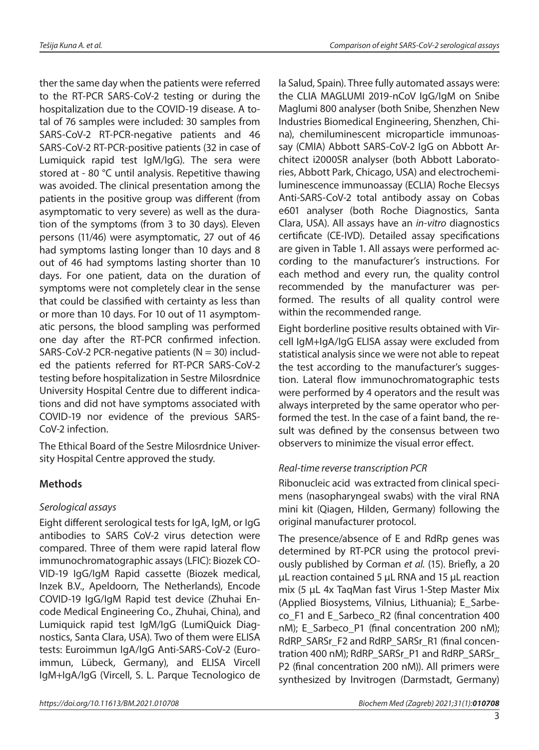ther the same day when the patients were referred to the RT-PCR SARS-CoV-2 testing or during the hospitalization due to the COVID-19 disease. A total of 76 samples were included: 30 samples from SARS-CoV-2 RT-PCR-negative patients and 46 SARS-CoV-2 RT-PCR-positive patients (32 in case of Lumiquick rapid test IgM/IgG). The sera were stored at - 80 °C until analysis. Repetitive thawing was avoided. The clinical presentation among the patients in the positive group was different (from asymptomatic to very severe) as well as the duration of the symptoms (from 3 to 30 days). Eleven persons (11/46) were asymptomatic, 27 out of 46 had symptoms lasting longer than 10 days and 8 out of 46 had symptoms lasting shorter than 10 days. For one patient, data on the duration of symptoms were not completely clear in the sense that could be classified with certainty as less than or more than 10 days. For 10 out of 11 asymptomatic persons, the blood sampling was performed one day after the RT-PCR confirmed infection. SARS-CoV-2 PCR-negative patients (N = 30) included the patients referred for RT-PCR SARS-CoV-2 testing before hospitalization in Sestre Milosrdnice University Hospital Centre due to different indications and did not have symptoms associated with COVID-19 nor evidence of the previous SARS-CoV-2 infection.

The Ethical Board of the Sestre Milosrdnice University Hospital Centre approved the study.

## Methods

### *Serological assays*

Eight different serological tests for IgA, IgM, or IgG antibodies to SARS CoV-2 virus detection were compared. Three of them were rapid lateral flow immunochromatographic assays (LFIC): Biozek COVID-19 IgG/IgM Rapid cassette (Biozek medical, Inzek B.V., Apeldoorn, The Netherlands), Encode COVID-19 IgG/IgM Rapid test device (Zhuhai Encode Medical Engineering Co., Zhuhai, China), and Lumiquick rapid test IgM/IgG (LumiQuick Diagnostics, Santa Clara, USA). Two of them were ELISA tests: Euroimmun IgA/IgG Anti-SARS-CoV-2 (Euroimmun, Lübeck, Germany), and ELISA Vircell IgM+IgA/IgG (Vircell, S. L. Parque Tecnologico de la Salud, Spain). Three fully automated assays were: the CLIA MAGLUMI 2019-nCoV IgG/IgM on Snibe Maglumi 800 analyser (both Snibe, Shenzhen New Industries Biomedical Engineering, Shenzhen, China), chemiluminescent microparticle immunoassay (CMIA) Abbott SARS-CoV-2 IgG on Abbott Architect i2000SR analyser (both Abbott Laboratories, Abbott Park, Chicago, USA) and electrochemiluminescence immunoassay (ECLIA) Roche Elecsys Anti-SARS-CoV-2 total antibody assay on Cobas e601 analyser (both Roche Diagnostics, Santa Clara, USA). All assays have an *in-vitro* diagnostics certificate (CE-IVD). Detailed assay specifications are given in Table 1. All assays were performed according to the manufacturer's instructions. For each method and every run, the quality control recommended by the manufacturer was performed. The results of all quality control were within the recommended range.

Eight borderline positive results obtained with Vircell IgM+IgA/IgG ELISA assay were excluded from statistical analysis since we were not able to repeat the test according to the manufacturer's suggestion. Lateral flow immunochromatographic tests were performed by 4 operators and the result was always interpreted by the same operator who performed the test. In the case of a faint band, the result was defined by the consensus between two observers to minimize the visual error effect.

### *Real-time reverse transcription PCR*

Ribonucleic acid was extracted from clinical specimens (nasopharyngeal swabs) with the viral RNA mini kit (Qiagen, Hilden, Germany) following the original manufacturer protocol.

The presence/absence of E and RdRp genes was determined by RT-PCR using the protocol previously published by Corman *et al.* (15). Briefly, a 20 µL reaction contained 5 µL RNA and 15 µL reaction mix (5 µL 4x TaqMan fast Virus 1-Step Master Mix (Applied Biosystems, Vilnius, Lithuania); E_Sarbeco_F1 and E_Sarbeco_R2 (final concentration 400 nM); E_Sarbeco_P1 (final concentration 200 nM); RdRP_SARSr_F2 and RdRP_SARSr_R1 (final concentration 400 nM); RdRP_SARSr_P1 and RdRP_SARSr_P2 (final concentration 200 nM)). All primers were synthesized by Invitrogen (Darmstadt, Germany)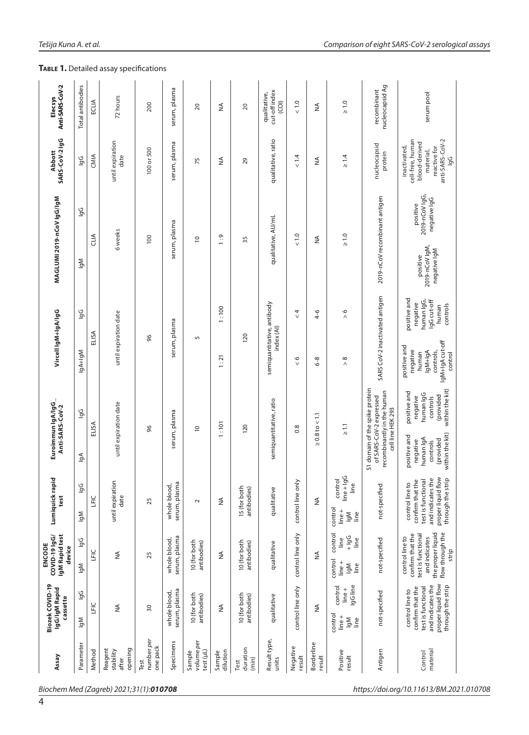**Table 1.** Detailed assay specifications

| Assay | Biozek COVID-19 IgG/IgM Rapid cassette | | ENCODE COVID-19 IgG/IgM Rapid test device | | Lumiquick rapid test | | Euroimmun IgA/IgG_ Anti-SARS-CoV-2 | | Vircell IgM+IgA/IgG | | MAGLUMI 2019-nCoV IgG/IgM | | Abbott SARS-CoV-2 IgG | Elecsys Anti-SARS-CoV-2 |
|---|---|---|---|---|---|---|---|---|---|---|---|---|---|---|
| Parameter | IgM | IgG | IgM | IgG | IgM | IgG | IgA | IgG | IgA+IgM | IgG | IgM | IgG | IgG | Total antibodies |
| Method | LFIC | | LFIC | | LFIC | | ELISA | | ELISA | | CLIA | | CMIA | ECLIA |
| Reagent stability after opening | NA | | NA | | until expiration date | | until expiration date | | until expiration date | | 6 weeks | | until expiration date | 72 hours |
| Test number *per* one pack | 30 | | 25 | | 25 | | 96 | | 96 | | 100 | | 100 or 500 | 200 |
| Specimens | whole blood, serum, plasma | | whole blood, serum, plasma | | whole blood, serum, plasma | | serum, plasma | | serum, plasma | | serum, plasma | | serum, plasma | serum, plasma |
| Sample volume *per* test (μL) | 10 (for both antibodies) | | 10 (for both antibodies) | | 2 | | 10 | | 5 | | 10 | | 75 | 20 |
| Sample dilution | NA | | NA | | NA | | 1:101 | | 1:21 | 1:100 | 1:9 | | NA | NA |
| Test duration (min) | 10 (for both antibodies) | | 10 (for both antibodies) | | 15 (for both antibodies) | | 120 | | 120 | | 35 | | 29 | 20 |
| Result type, units | qualitative | | qualitative | | qualitative | | semiquantitative, ratio | | semiquantitative, antibody index (AI) | | qualitative, AU/mL | | qualitative, ratio | qualitative, cut-off index (COI) |
| Negative result | control line only | | control line only | | control line only | | 0.8 | | < 6 | < 4 | < 1.0 | | < 1.4 | < 1.0 |
| Borderline result | NA | | NA | | NA | | ≥ 0.8 to < 1.1 | | 6-8 | 4-6 | NA | | NA | NA |
| Positive result | control line + IgM line | control line + IgG line | control line + IgM line | control line + IgG line | control line + IgM line | control line + IgG line | ≥ 1.1 | | > 8 | > 6 | ≥ 1.0 | | ≥ 1.4 | ≥ 1.0 |
| Antigen | not-specified | | not-specified | | not-specified | | S1 domain of the spike protein of SARS-CoV-2 expressed recombinantly in the human cell line HEK 293 | | SARS CoV-2 inactivated antigen | | 2019-nCoV recombinant antigen | | nucleocapsid protein | recombinant nucleocapsid Ag |
| Control material | control line to confirm that the test is functional and indicates the proper liquid flow through the strip | | control line to confirm that the test is functional and indicates the proper liquid flow through the strip | | control line to confirm that the test is functional and indicates the proper liquid flow through the strip | | positive and negative human IgA controls (provided within the kit) | positive and negative human IgG controls (provided within the kit) | positive and negative human IgM+IgA controls, IgM+IgA cut-off control | positive and negative human IgG, IgG cut-off human controls | positive 2019-nCoV IgM, negative IgM | positive 2019-nCoV IgG, negative IgG | inactivated, cell-free, human blood-derived material, reactive for anti-SARS-CoV-2 IgG | serum pool |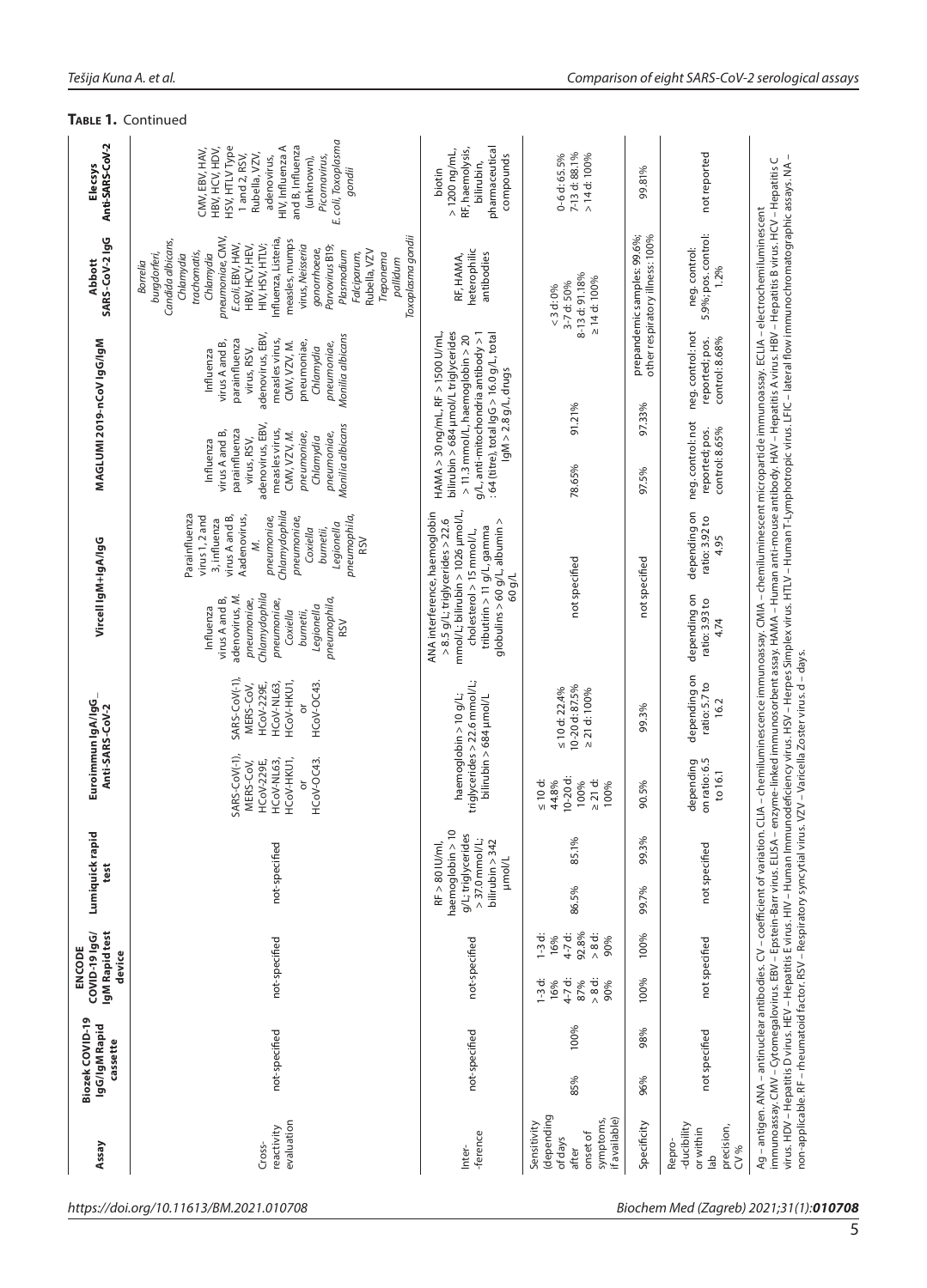**Table 1.** Continued

| Assay | Biozek COVID-19 IgG/IgM Rapid cassette | | ENCODE COVID-19 IgG/IgM Rapid test device | | Lumiquick rapid test | | Euroimmun IgA/IgG_Anti-SARS-CoV-2 | | Vircell IgM+IgA/IgG | | MAGLUMI 2019-nCoV IgG/IgM | | Abbott SARS-CoV-2 IgG | Elecsys Anti-SARS-CoV-2 |
|---|---|---|---|---|---|---|---|---|---|---|---|---|---|---|
| Cross-reactivity evaluation | not-specified | | not-specified | | not-specified | | SARS-CoV(-1), MERS-CoV, HCoV-229E, HCoV-NL63, HCoV-HKU1, or HCoV-OC43. | SARS-CoV(-1), MERS-CoV, HCoV-229E, HCoV-NL63, HCoV-HKU1, or HCoV-OC43. | Influenza virus A and B, adenovirus, *M. pneumoniae*, *Chlamydophila pneumoniae*, *Coxiella burnetii*, *Legionella pneumophila*, RSV | Parainfluenza virus 1, 2 and 3, influenza virus A and B, A adenovirus, *M. pneumoniae*, *Chlamydophila pneumoniae*, *Coxiella burnetii*, *Legionella pneumophila*, RSV | Influenza virus A and B, parainfluenza virus, RSV, adenovirus, EBV, measles virus, CMV, VZV, *M. pneumoniae*, *Chlamydia pneumoniae*, *Monilia albicans* | Influenza virus A and B, parainfluenza virus, RSV, adenovirus, EBV, measles virus, CMV, VZV, *M. pneumoniae*, *Chlamydia pneumoniae*, *Monilia albicans* | *Borrelia burgdorferi*, *Candida albicans*, *Chlamydia trachomatis*, *Chlamydia pneumoniae*, CMV, *E.coli*, EBV, HAV, HBV, HCV, HEV, HIV, HSV, HTLV, Influenza, Listeria, measles, mumps virus, *Neisseria gonorrhoeae*, Parvovirus B19, *Plasmodium Falciparum*, Rubella, VZV *Treponema pallidum* *Toxoplasma gondii* | CMV, EBV, HAV, HBV, HCV, HDV, HSV, HTLV Type 1 and 2, RSV, Rubella, VZV, adenovirus, HIV, Influenza A and B, Influenza (unknown), Picornavirus, *E. coli*, *Toxoplasma gondii* |
| Inter-ference | not-specified | | not-specified | | RF > 80 IU/ml, haemoglobin > 10 g/L; triglycerides > 37.0 mmol/L; bilirubin > 342 µmol/L | | haemoglobin > 10 g/L; triglycerides > 22.6 mmol/L; bilirubin > 684 µmol/L | | ANA interference, haemoglobin > 8.5 g/L triglycerides > 22.6 mmol/L; bilirubin > 1026 µmol/L, cholesterol > 15 mmol/L, tributirin > 11 g/L, gamma globulins > 60 g/L, albumin > 60 g/L | | HAMA > 30 ng/mL, RF > 1500 U/mL, bilirubin > 684 µmol/L triglycerides > 11.3 mmol/L, haemoglobin > 20 g/L, anti-mitochondria antibody > 1 : 64 (titre), total IgG > 16.0 g/L, total IgM > 2.8 g/L, drugs | | RF, HAMA, heterophilic antibodies | biotin > 1200 ng/mL, RF, haemolysis, bilirubin, pharmaceutical compounds |
| Sensitivity (depending of days after onset of symptoms, if available) | 85% | 100% | 1-3 d: 16% 4-7 d: 87% > 8 d: 90% | 1-3 d: 16% 4-7 d: 92.8% > 8 d: 90% | 86.5% | 85.1% | ≤ 10 d: 44.8% 10-20 d: 100% ≥ 21 d: 100% | ≤ 10 d: 22.4% 10-20 d: 87.5% ≥ 21 d: 100% | not specified | | 78.65% | 91.21% | < 3 d: 0% 3-7 d: 50% 8-13 d: 91.18% ≥ 14 d: 100% | 0-6 d: 65.5% 7-13 d: 88.1% > 14 d: 100% |
| Specificity | 96% | 98% | 100% | 100% | 99.7% | 99.3% | 90.5% | 99.3% | not specified | | 97.5% | 97.33% | prepandemic samples: 99.6%; other respiratory illness: 100% | 99.81% |
| Repro-ducibility or within lab precision, CV % | not specified | | not specified | | not specified | | depending on ratio: 6.5 to 16.1 | depending on ratio: 5.7 to 16.2 | depending on ratio: 3.93 to 4.74 | depending on ratio: 3.92 to 4.95 | neg. control: not reported; pos. control: 8.65% | neg. control: not reported; pos. control: 8.68% | neg. control: 5.9%; pos. control: 1.2% | not reported |

Ag – antigen. ANA – antinuclear antibodies. CV – coefficient of variation. CLIA – chemiluminescence immunoassay. CMIA – chemiluminescent microparticle immunoassay. ECLIA – electrochemiluminescent immunoassay. CMV – Cytomegalovirus. EBV – Epstein-Barr virus. ELISA – enzyme-linked immunosorbent assay. HAMA – Human anti-mouse antibody. HAV – Hepatitis A virus. HBV – Hepatitis B virus. HCV – Hepatitis C virus. HDV – Hepatitis D virus. HEV – Hepatitis E virus. HIV – Human Immunodeficiency virus. HSV – Herpes Simplex virus. HTLV – Human T-Lymphotropic virus. LFIC – lateral flow immunochromatographic assays. NA – non-applicable. RF – rheumatoid factor. RSV – Respiratory syncytial virus. VZV – Varicella Zoster virus. d – days.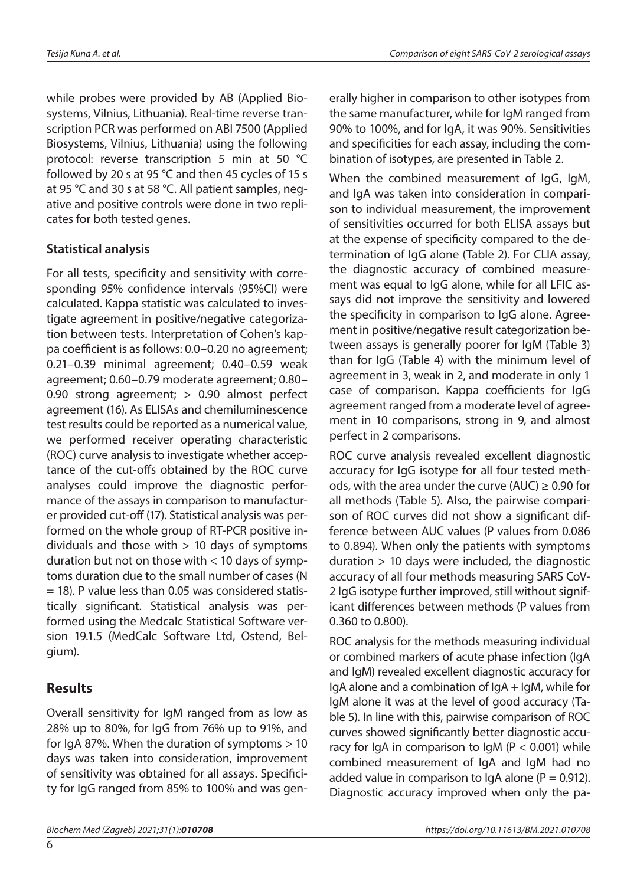while probes were provided by AB (Applied Biosystems, Vilnius, Lithuania). Real-time reverse transcription PCR was performed on ABI 7500 (Applied Biosystems, Vilnius, Lithuania) using the following protocol: reverse transcription 5 min at 50 °C followed by 20 s at 95 °C and then 45 cycles of 15 s at 95 °C and 30 s at 58 °C. All patient samples, negative and positive controls were done in two replicates for both tested genes.

### Statistical analysis

For all tests, specificity and sensitivity with corresponding 95% confidence intervals (95%CI) were calculated. Kappa statistic was calculated to investigate agreement in positive/negative categorization between tests. Interpretation of Cohen's kappa coefficient is as follows: 0.0–0.20 no agreement; 0.21–0.39 minimal agreement; 0.40–0.59 weak agreement; 0.60–0.79 moderate agreement; 0.80–0.90 strong agreement; > 0.90 almost perfect agreement (16). As ELISAs and chemiluminescence test results could be reported as a numerical value, we performed receiver operating characteristic (ROC) curve analysis to investigate whether acceptance of the cut-offs obtained by the ROC curve analyses could improve the diagnostic performance of the assays in comparison to manufacturer provided cut-off (17). Statistical analysis was performed on the whole group of RT-PCR positive individuals and those with > 10 days of symptoms duration but not on those with < 10 days of symptoms duration due to the small number of cases (N = 18). P value less than 0.05 was considered statistically significant. Statistical analysis was performed using the Medcalc Statistical Software version 19.1.5 (MedCalc Software Ltd, Ostend, Belgium).

## Results

Overall sensitivity for IgM ranged from as low as 28% up to 80%, for IgG from 76% up to 91%, and for IgA 87%. When the duration of symptoms > 10 days was taken into consideration, improvement of sensitivity was obtained for all assays. Specificity for IgG ranged from 85% to 100% and was generally higher in comparison to other isotypes from the same manufacturer, while for IgM ranged from 90% to 100%, and for IgA, it was 90%. Sensitivities and specificities for each assay, including the combination of isotypes, are presented in Table 2.

When the combined measurement of IgG, IgM, and IgA was taken into consideration in comparison to individual measurement, the improvement of sensitivities occurred for both ELISA assays but at the expense of specificity compared to the determination of IgG alone (Table 2). For CLIA assay, the diagnostic accuracy of combined measurement was equal to IgG alone, while for all LFIC assays did not improve the sensitivity and lowered the specificity in comparison to IgG alone. Agreement in positive/negative result categorization between assays is generally poorer for IgM (Table 3) than for IgG (Table 4) with the minimum level of agreement in 3, weak in 2, and moderate in only 1 case of comparison. Kappa coefficients for IgG agreement ranged from a moderate level of agreement in 10 comparisons, strong in 9, and almost perfect in 2 comparisons.

ROC curve analysis revealed excellent diagnostic accuracy for IgG isotype for all four tested methods, with the area under the curve (AUC) ≥ 0.90 for all methods (Table 5). Also, the pairwise comparison of ROC curves did not show a significant difference between AUC values (P values from 0.086 to 0.894). When only the patients with symptoms duration > 10 days were included, the diagnostic accuracy of all four methods measuring SARS CoV-2 IgG isotype further improved, still without significant differences between methods (P values from 0.360 to 0.800).

ROC analysis for the methods measuring individual or combined markers of acute phase infection (IgA and IgM) revealed excellent diagnostic accuracy for IgA alone and a combination of IgA + IgM, while for IgM alone it was at the level of good accuracy (Table 5). In line with this, pairwise comparison of ROC curves showed significantly better diagnostic accuracy for IgA in comparison to IgM (P < 0.001) while combined measurement of IgA and IgM had no added value in comparison to IgA alone (P = 0.912). Diagnostic accuracy improved when only the pa-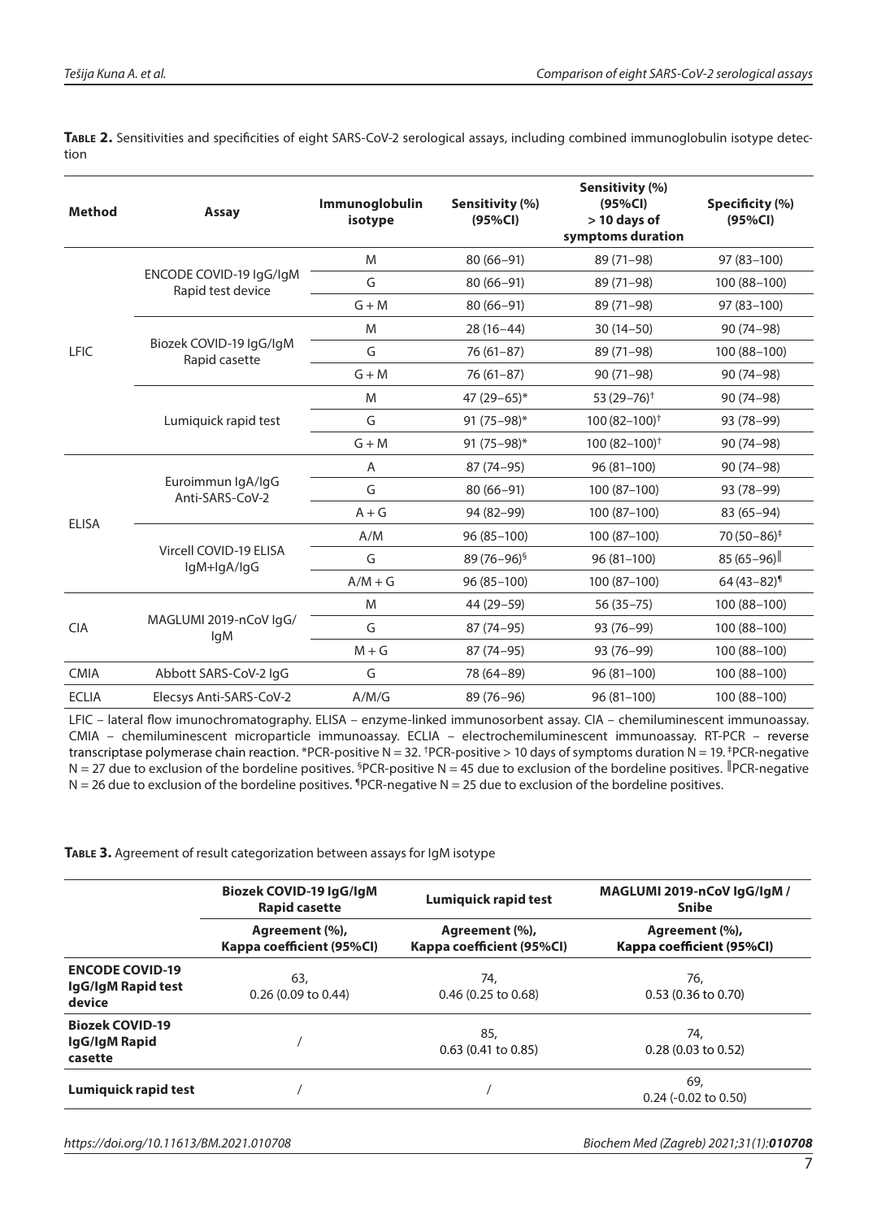**Table 2.** Sensitivities and specificities of eight SARS-CoV-2 serological assays, including combined immunoglobulin isotype detection

| Method | Assay | Immunoglobulin isotype | Sensitivity (%) (95%CI) | Sensitivity (%) (95%CI) > 10 days of symptoms duration | Specificity (%) (95%CI) |
|---|---|---|---|---|---|
| LFIC | ENCODE COVID-19 IgG/IgM Rapid test device | M | 80 (66–91) | 89 (71–98) | 97 (83–100) |
| | | G | 80 (66–91) | 89 (71–98) | 100 (88–100) |
| | | G + M | 80 (66–91) | 89 (71–98) | 97 (83–100) |
| | Biozek COVID-19 IgG/IgM Rapid casette | M | 28 (16–44) | 30 (14–50) | 90 (74–98) |
| | | G | 76 (61–87) | 89 (71–98) | 100 (88–100) |
| | | G + M | 76 (61–87) | 90 (71–98) | 90 (74–98) |
| | Lumiquick rapid test | M | 47 (29–65)* | 53 (29–76)† | 90 (74–98) |
| | | G | 91 (75–98)* | 100 (82–100)† | 93 (78–99) |
| | | G + M | 91 (75–98)* | 100 (82–100)† | 90 (74–98) |
| ELISA | Euroimmun IgA/IgG Anti-SARS-CoV-2 | A | 87 (74–95) | 96 (81–100) | 90 (74–98) |
| | | G | 80 (66–91) | 100 (87–100) | 93 (78–99) |
| | | A + G | 94 (82–99) | 100 (87–100) | 83 (65–94) |
| | Vircell COVID-19 ELISA IgM+IgA/IgG | A/M | 96 (85–100) | 100 (87–100) | 70 (50–86)‡ |
| | | G | 89 (76–96)§ | 96 (81–100) | 85 (65–96)‖ |
| | | A/M + G | 96 (85–100) | 100 (87–100) | 64 (43–82)¶ |
| CIA | MAGLUMI 2019-nCoV IgG/IgM | M | 44 (29–59) | 56 (35–75) | 100 (88–100) |
| | | G | 87 (74–95) | 93 (76–99) | 100 (88–100) |
| | | M + G | 87 (74–95) | 93 (76–99) | 100 (88–100) |
| CMIA | Abbott SARS-CoV-2 IgG | G | 78 (64–89) | 96 (81–100) | 100 (88–100) |
| ECLIA | Elecsys Anti-SARS-CoV-2 | A/M/G | 89 (76–96) | 96 (81–100) | 100 (88–100) |

LFIC – lateral flow imunochromatography. ELISA – enzyme-linked immunosorbent assay. CIA – chemiluminescent immunoassay. CMIA – chemiluminescent microparticle immunoassay. ECLIA – electrochemiluminescent immunoassay. RT-PCR – reverse transcriptase polymerase chain reaction. *PCR-positive N = 32. †PCR-positive > 10 days of symptoms duration N = 19. ‡PCR-negative N = 27 due to exclusion of the bordeline positives. §PCR-positive N = 45 due to exclusion of the bordeline positives. ‖PCR-negative N = 26 due to exclusion of the bordeline positives. ¶PCR-negative N = 25 due to exclusion of the bordeline positives.

**Table 3.** Agreement of result categorization between assays for IgM isotype

| | Biozek COVID-19 IgG/IgM Rapid casette | Lumiquick rapid test | MAGLUMI 2019-nCoV IgG/IgM / Snibe |
|---|---|---|---|
| | Agreement (%), Kappa coefficient (95%CI) | Agreement (%), Kappa coefficient (95%CI) | Agreement (%), Kappa coefficient (95%CI) |
| **ENCODE COVID-19 IgG/IgM Rapid test device** | 63, 0.26 (0.09 to 0.44) | 74, 0.46 (0.25 to 0.68) | 76, 0.53 (0.36 to 0.70) |
| **Biozek COVID-19 IgG/IgM Rapid casette** | / | 85, 0.63 (0.41 to 0.85) | 74, 0.28 (0.03 to 0.52) |
| **Lumiquick rapid test** | / | / | 69, 0.24 (-0.02 to 0.50) |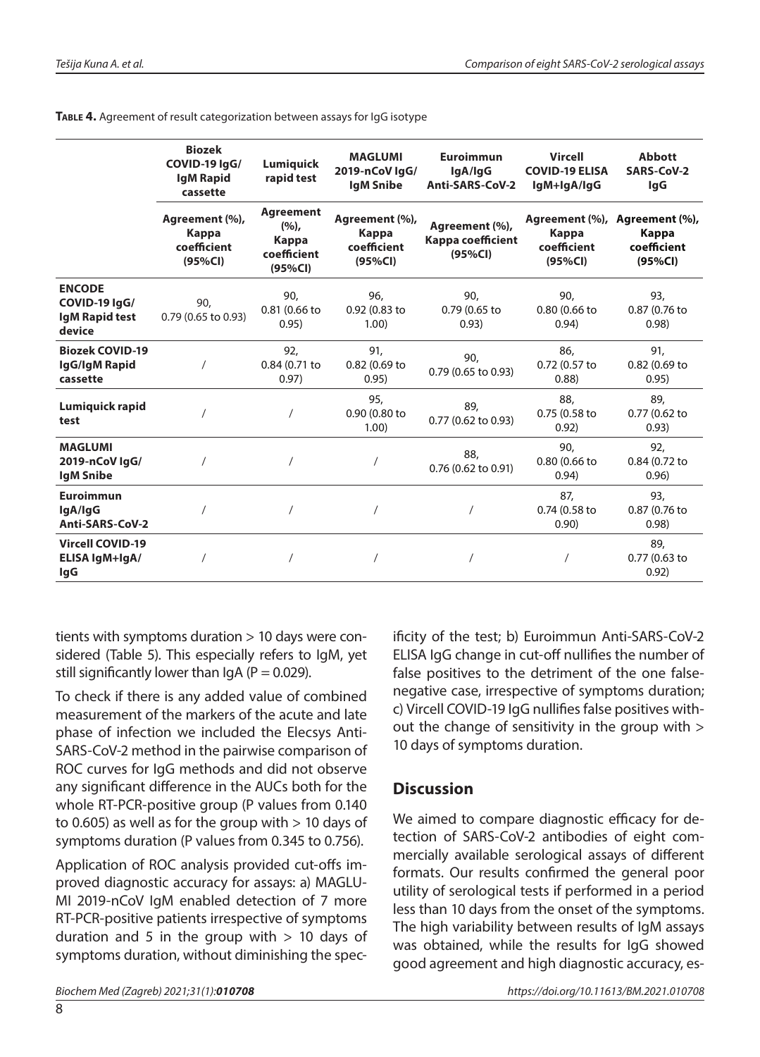**Table 4.** Agreement of result categorization between assays for IgG isotype

| | Biozek COVID-19 IgG/ IgM Rapid cassette | Lumiquick rapid test | MAGLUMI 2019-nCoV IgG/ IgM Snibe | Euroimmun IgA/IgG Anti-SARS-CoV-2 | Vircell COVID-19 ELISA IgM+IgA/IgG | Abbott SARS-CoV-2 IgG |
|---|---|---|---|---|---|---|
| | Agreement (%), Kappa coefficient (95%CI) | Agreement (%), Kappa coefficient (95%CI) | Agreement (%), Kappa coefficient (95%CI) | Agreement (%), Kappa coefficient (95%CI) | Agreement (%), Kappa coefficient (95%CI) | Agreement (%), Kappa coefficient (95%CI) |
| **ENCODE COVID-19 IgG/ IgM Rapid test device** | 90, 0.79 (0.65 to 0.93) | 90, 0.81 (0.66 to 0.95) | 96, 0.92 (0.83 to 1.00) | 90, 0.79 (0.65 to 0.93) | 90, 0.80 (0.66 to 0.94) | 93, 0.87 (0.76 to 0.98) |
| **Biozek COVID-19 IgG/IgM Rapid cassette** | / | 92, 0.84 (0.71 to 0.97) | 91, 0.82 (0.69 to 0.95) | 90, 0.79 (0.65 to 0.93) | 86, 0.72 (0.57 to 0.88) | 91, 0.82 (0.69 to 0.95) |
| **Lumiquick rapid test** | / | / | 95, 0.90 (0.80 to 1.00) | 89, 0.77 (0.62 to 0.93) | 88, 0.75 (0.58 to 0.92) | 89, 0.77 (0.62 to 0.93) |
| **MAGLUMI 2019-nCoV IgG/ IgM Snibe** | / | / | / | 88, 0.76 (0.62 to 0.91) | 90, 0.80 (0.66 to 0.94) | 92, 0.84 (0.72 to 0.96) |
| **Euroimmun IgA/IgG Anti-SARS-CoV-2** | / | / | / | / | 87, 0.74 (0.58 to 0.90) | 93, 0.87 (0.76 to 0.98) |
| **Vircell COVID-19 ELISA IgM+IgA/ IgG** | / | / | / | / | / | 89, 0.77 (0.63 to 0.92) |

tients with symptoms duration > 10 days were considered (Table 5). This especially refers to IgM, yet still significantly lower than IgA ($P = 0.029$).

To check if there is any added value of combined measurement of the markers of the acute and late phase of infection we included the Elecsys Anti-SARS-CoV-2 method in the pairwise comparison of ROC curves for IgG methods and did not observe any significant difference in the AUCs both for the whole RT-PCR-positive group (P values from 0.140 to 0.605) as well as for the group with > 10 days of symptoms duration (P values from 0.345 to 0.756).

Application of ROC analysis provided cut-offs improved diagnostic accuracy for assays: a) MAGLUMI 2019-nCoV IgM enabled detection of 7 more RT-PCR-positive patients irrespective of symptoms duration and 5 in the group with > 10 days of symptoms duration, without diminishing the specificity of the test; b) Euroimmun Anti-SARS-CoV-2 ELISA IgG change in cut-off nullifies the number of false positives to the detriment of the one false-negative case, irrespective of symptoms duration; c) Vircell COVID-19 IgG nullifies false positives without the change of sensitivity in the group with > 10 days of symptoms duration.

## Discussion

We aimed to compare diagnostic efficacy for detection of SARS-CoV-2 antibodies of eight commercially available serological assays of different formats. Our results confirmed the general poor utility of serological tests if performed in a period less than 10 days from the onset of the symptoms. The high variability between results of IgM assays was obtained, while the results for IgG showed good agreement and high diagnostic accuracy, es-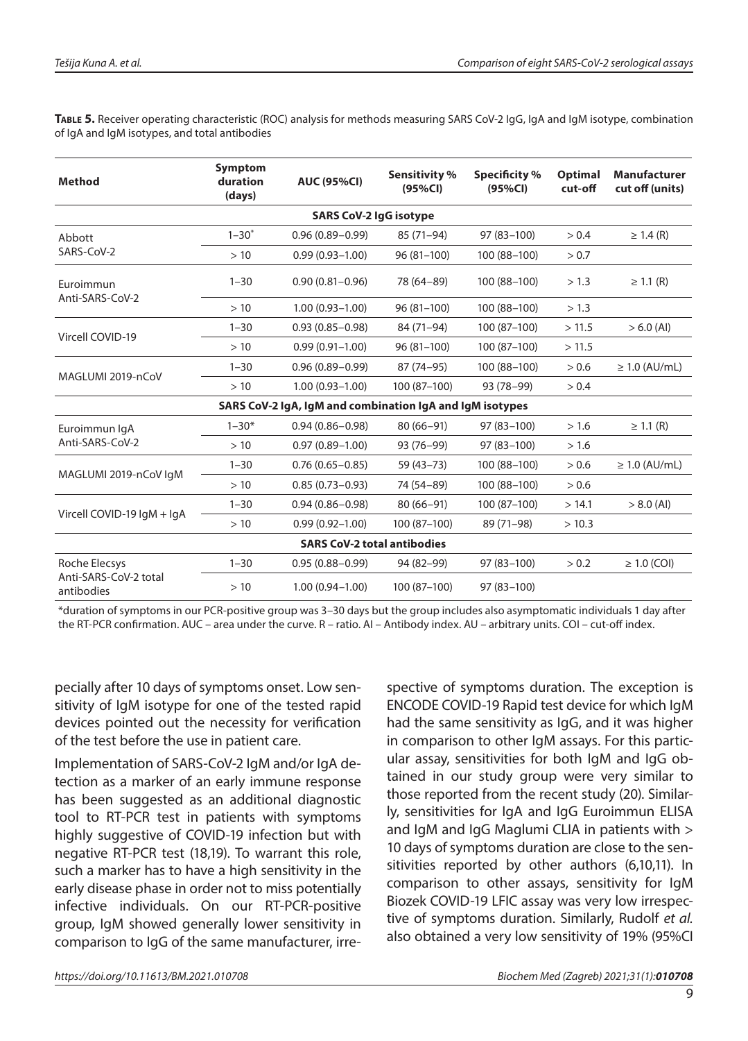**Table 5.** Receiver operating characteristic (ROC) analysis for methods measuring SARS CoV-2 IgG, IgA and IgM isotype, combination of IgA and IgM isotypes, and total antibodies

| Method | Symptom duration (days) | AUC (95%CI) | Sensitivity % (95%CI) | Specificity % (95%CI) | Optimal cut-off | Manufacturer cut off (units) |
|---|---|---|---|---|---|---|
| **SARS CoV-2 IgG isotype** | | | | | | |
| Abbott SARS-CoV-2 | 1–30* | 0.96 (0.89–0.99) | 85 (71–94) | 97 (83–100) | > 0.4 | ≥ 1.4 (R) |
| | > 10 | 0.99 (0.93–1.00) | 96 (81–100) | 100 (88–100) | > 0.7 | |
| Euroimmun Anti-SARS-CoV-2 | 1–30 | 0.90 (0.81–0.96) | 78 (64–89) | 100 (88–100) | > 1.3 | ≥ 1.1 (R) |
| | > 10 | 1.00 (0.93–1.00) | 96 (81–100) | 100 (88–100) | > 1.3 | |
| Vircell COVID-19 | 1–30 | 0.93 (0.85–0.98) | 84 (71–94) | 100 (87–100) | > 11.5 | > 6.0 (AI) |
| | > 10 | 0.99 (0.91–1.00) | 96 (81–100) | 100 (87–100) | > 11.5 | |
| MAGLUMI 2019-nCoV | 1–30 | 0.96 (0.89–0.99) | 87 (74–95) | 100 (88–100) | > 0.6 | ≥ 1.0 (AU/mL) |
| | > 10 | 1.00 (0.93–1.00) | 100 (87–100) | 93 (78–99) | > 0.4 | |
| **SARS CoV-2 IgA, IgM and combination IgA and IgM isotypes** | | | | | | |
| Euroimmun IgA Anti-SARS-CoV-2 | 1–30* | 0.94 (0.86–0.98) | 80 (66–91) | 97 (83–100) | > 1.6 | ≥ 1.1 (R) |
| | > 10 | 0.97 (0.89–1.00) | 93 (76–99) | 97 (83–100) | > 1.6 | |
| MAGLUMI 2019-nCoV IgM | 1–30 | 0.76 (0.65–0.85) | 59 (43–73) | 100 (88–100) | > 0.6 | ≥ 1.0 (AU/mL) |
| | > 10 | 0.85 (0.73–0.93) | 74 (54–89) | 100 (88–100) | > 0.6 | |
| Vircell COVID-19 IgM + IgA | 1–30 | 0.94 (0.86–0.98) | 80 (66–91) | 100 (87–100) | > 14.1 | > 8.0 (AI) |
| | > 10 | 0.99 (0.92–1.00) | 100 (87–100) | 89 (71–98) | > 10.3 | |
| **SARS CoV-2 total antibodies** | | | | | | |
| Roche Elecsys Anti-SARS-CoV-2 total antibodies | 1–30 | 0.95 (0.88–0.99) | 94 (82–99) | 97 (83–100) | > 0.2 | ≥ 1.0 (COI) |
| | > 10 | 1.00 (0.94–1.00) | 100 (87–100) | 97 (83–100) | | |

*duration of symptoms in our PCR-positive group was 3–30 days but the group includes also asymptomatic individuals 1 day after the RT-PCR confirmation. AUC – area under the curve. R – ratio. AI – Antibody index. AU – arbitrary units. COI – cut-off index.

pecially after 10 days of symptoms onset. Low sensitivity of IgM isotype for one of the tested rapid devices pointed out the necessity for verification of the test before the use in patient care.

Implementation of SARS-CoV-2 IgM and/or IgA detection as a marker of an early immune response has been suggested as an additional diagnostic tool to RT-PCR test in patients with symptoms highly suggestive of COVID-19 infection but with negative RT-PCR test (18,19). To warrant this role, such a marker has to have a high sensitivity in the early disease phase in order not to miss potentially infective individuals. On our RT-PCR-positive group, IgM showed generally lower sensitivity in comparison to IgG of the same manufacturer, irrespective of symptoms duration. The exception is ENCODE COVID-19 Rapid test device for which IgM had the same sensitivity as IgG, and it was higher in comparison to other IgM assays. For this particular assay, sensitivities for both IgM and IgG obtained in our study group were very similar to those reported from the recent study (20). Similarly, sensitivities for IgA and IgG Euroimmun ELISA and IgM and IgG Maglumi CLIA in patients with > 10 days of symptoms duration are close to the sensitivities reported by other authors (6,10,11). In comparison to other assays, sensitivity for IgM Biozek COVID-19 LFIC assay was very low irrespective of symptoms duration. Similarly, Rudolf *et al.* also obtained a very low sensitivity of 19% (95%CI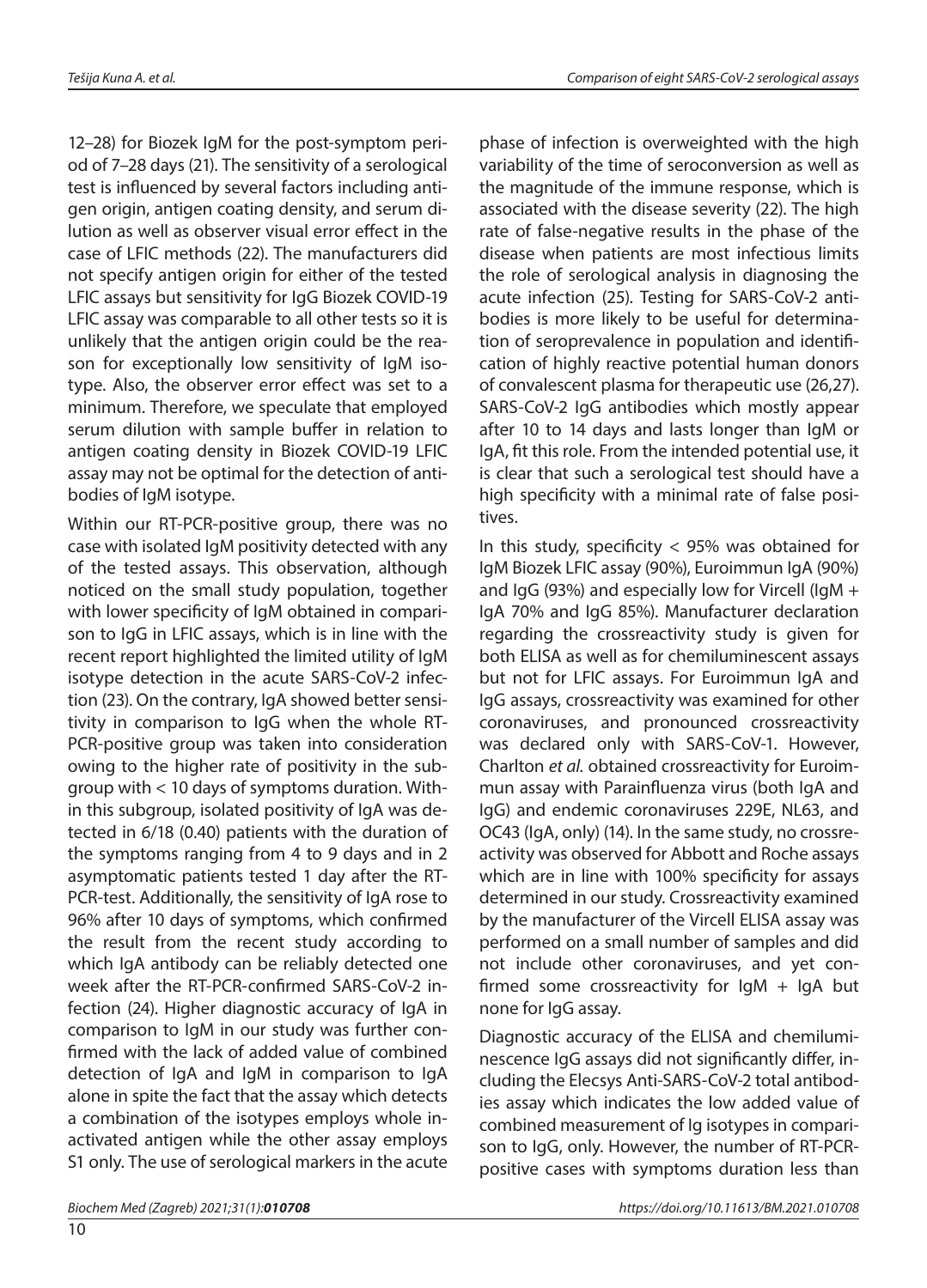12–28) for Biozek IgM for the post-symptom period of 7–28 days (21). The sensitivity of a serological test is influenced by several factors including antigen origin, antigen coating density, and serum dilution as well as observer visual error effect in the case of LFIC methods (22). The manufacturers did not specify antigen origin for either of the tested LFIC assays but sensitivity for IgG Biozek COVID-19 LFIC assay was comparable to all other tests so it is unlikely that the antigen origin could be the reason for exceptionally low sensitivity of IgM isotype. Also, the observer error effect was set to a minimum. Therefore, we speculate that employed serum dilution with sample buffer in relation to antigen coating density in Biozek COVID-19 LFIC assay may not be optimal for the detection of antibodies of IgM isotype.

Within our RT-PCR-positive group, there was no case with isolated IgM positivity detected with any of the tested assays. This observation, although noticed on the small study population, together with lower specificity of IgM obtained in comparison to IgG in LFIC assays, which is in line with the recent report highlighted the limited utility of IgM isotype detection in the acute SARS-CoV-2 infection (23). On the contrary, IgA showed better sensitivity in comparison to IgG when the whole RT-PCR-positive group was taken into consideration owing to the higher rate of positivity in the subgroup with < 10 days of symptoms duration. Within this subgroup, isolated positivity of IgA was detected in 6/18 (0.40) patients with the duration of the symptoms ranging from 4 to 9 days and in 2 asymptomatic patients tested 1 day after the RT-PCR-test. Additionally, the sensitivity of IgA rose to 96% after 10 days of symptoms, which confirmed the result from the recent study according to which IgA antibody can be reliably detected one week after the RT-PCR-confirmed SARS-CoV-2 infection (24). Higher diagnostic accuracy of IgA in comparison to IgM in our study was further confirmed with the lack of added value of combined detection of IgA and IgM in comparison to IgA alone in spite the fact that the assay which detects a combination of the isotypes employs whole inactivated antigen while the other assay employs S1 only. The use of serological markers in the acute phase of infection is overweighted with the high variability of the time of seroconversion as well as the magnitude of the immune response, which is associated with the disease severity (22). The high rate of false-negative results in the phase of the disease when patients are most infectious limits the role of serological analysis in diagnosing the acute infection (25). Testing for SARS-CoV-2 antibodies is more likely to be useful for determination of seroprevalence in population and identification of highly reactive potential human donors of convalescent plasma for therapeutic use (26,27). SARS-CoV-2 IgG antibodies which mostly appear after 10 to 14 days and lasts longer than IgM or IgA, fit this role. From the intended potential use, it is clear that such a serological test should have a high specificity with a minimal rate of false positives.

In this study, specificity < 95% was obtained for IgM Biozek LFIC assay (90%), Euroimmun IgA (90%) and IgG (93%) and especially low for Vircell (IgM + IgA 70% and IgG 85%). Manufacturer declaration regarding the crossreactivity study is given for both ELISA as well as for chemiluminescent assays but not for LFIC assays. For Euroimmun IgA and IgG assays, crossreactivity was examined for other coronaviruses, and pronounced crossreactivity was declared only with SARS-CoV-1. However, Charlton *et al.* obtained crossreactivity for Euroimmun assay with Parainfluenza virus (both IgA and IgG) and endemic coronaviruses 229E, NL63, and OC43 (IgA, only) (14). In the same study, no crossreactivity was observed for Abbott and Roche assays which are in line with 100% specificity for assays determined in our study. Crossreactivity examined by the manufacturer of the Vircell ELISA assay was performed on a small number of samples and did not include other coronaviruses, and yet confirmed some crossreactivity for IgM + IgA but none for IgG assay.

Diagnostic accuracy of the ELISA and chemiluminescence IgG assays did not significantly differ, including the Elecsys Anti-SARS-CoV-2 total antibodies assay which indicates the low added value of combined measurement of Ig isotypes in comparison to IgG, only. However, the number of RT-PCR-positive cases with symptoms duration less than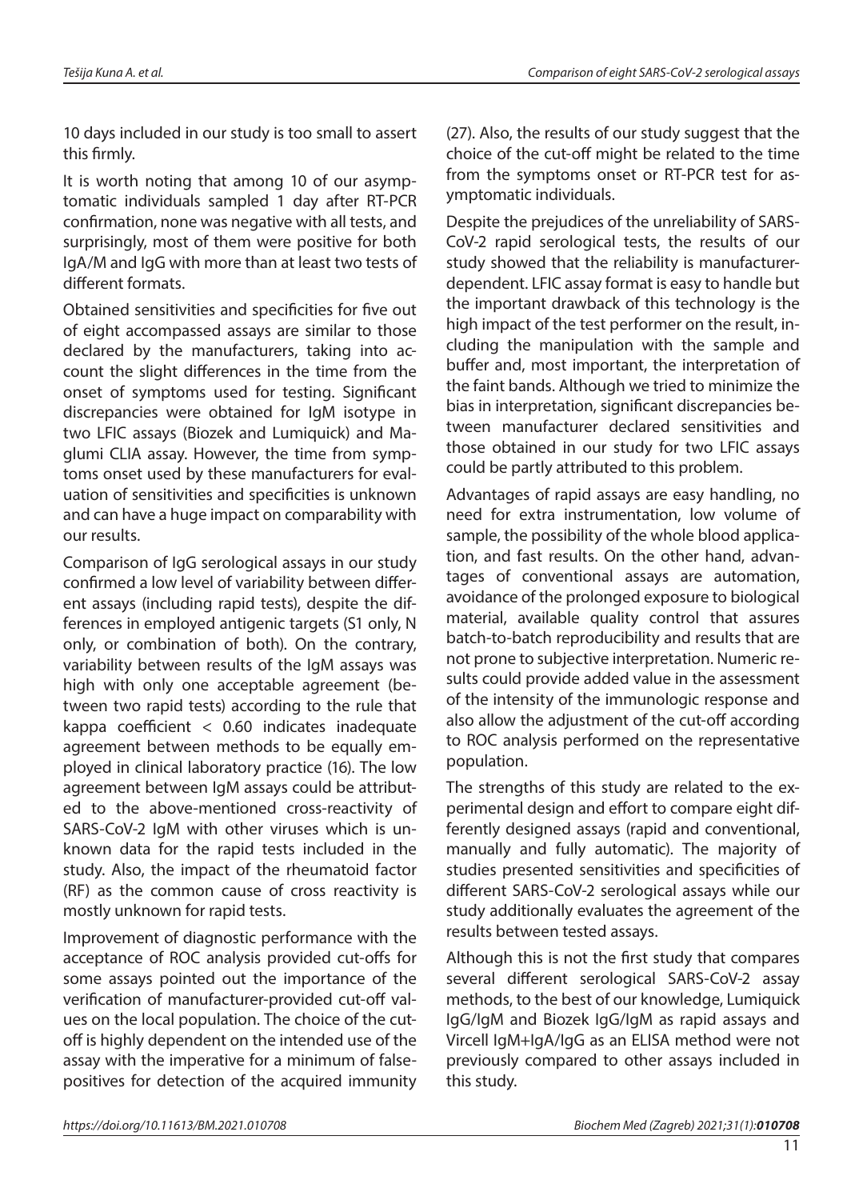10 days included in our study is too small to assert this firmly.

It is worth noting that among 10 of our asymptomatic individuals sampled 1 day after RT-PCR confirmation, none was negative with all tests, and surprisingly, most of them were positive for both IgA/M and IgG with more than at least two tests of different formats.

Obtained sensitivities and specificities for five out of eight accompassed assays are similar to those declared by the manufacturers, taking into account the slight differences in the time from the onset of symptoms used for testing. Significant discrepancies were obtained for IgM isotype in two LFIC assays (Biozek and Lumiquick) and Maglumi CLIA assay. However, the time from symptoms onset used by these manufacturers for evaluation of sensitivities and specificities is unknown and can have a huge impact on comparability with our results.

Comparison of IgG serological assays in our study confirmed a low level of variability between different assays (including rapid tests), despite the differences in employed antigenic targets (S1 only, N only, or combination of both). On the contrary, variability between results of the IgM assays was high with only one acceptable agreement (between two rapid tests) according to the rule that kappa coefficient < 0.60 indicates inadequate agreement between methods to be equally employed in clinical laboratory practice (16). The low agreement between IgM assays could be attributed to the above-mentioned cross-reactivity of SARS-CoV-2 IgM with other viruses which is unknown data for the rapid tests included in the study. Also, the impact of the rheumatoid factor (RF) as the common cause of cross reactivity is mostly unknown for rapid tests.

Improvement of diagnostic performance with the acceptance of ROC analysis provided cut-offs for some assays pointed out the importance of the verification of manufacturer-provided cut-off values on the local population. The choice of the cut-off is highly dependent on the intended use of the assay with the imperative for a minimum of false-positives for detection of the acquired immunity (27). Also, the results of our study suggest that the choice of the cut-off might be related to the time from the symptoms onset or RT-PCR test for asymptomatic individuals.

Despite the prejudices of the unreliability of SARS-CoV-2 rapid serological tests, the results of our study showed that the reliability is manufacturer-dependent. LFIC assay format is easy to handle but the important drawback of this technology is the high impact of the test performer on the result, including the manipulation with the sample and buffer and, most important, the interpretation of the faint bands. Although we tried to minimize the bias in interpretation, significant discrepancies between manufacturer declared sensitivities and those obtained in our study for two LFIC assays could be partly attributed to this problem.

Advantages of rapid assays are easy handling, no need for extra instrumentation, low volume of sample, the possibility of the whole blood application, and fast results. On the other hand, advantages of conventional assays are automation, avoidance of the prolonged exposure to biological material, available quality control that assures batch-to-batch reproducibility and results that are not prone to subjective interpretation. Numeric results could provide added value in the assessment of the intensity of the immunologic response and also allow the adjustment of the cut-off according to ROC analysis performed on the representative population.

The strengths of this study are related to the experimental design and effort to compare eight differently designed assays (rapid and conventional, manually and fully automatic). The majority of studies presented sensitivities and specificities of different SARS-CoV-2 serological assays while our study additionally evaluates the agreement of the results between tested assays.

Although this is not the first study that compares several different serological SARS-CoV-2 assay methods, to the best of our knowledge, Lumiquick IgG/IgM and Biozek IgG/IgM as rapid assays and Vircell IgM+IgA/IgG as an ELISA method were not previously compared to other assays included in this study.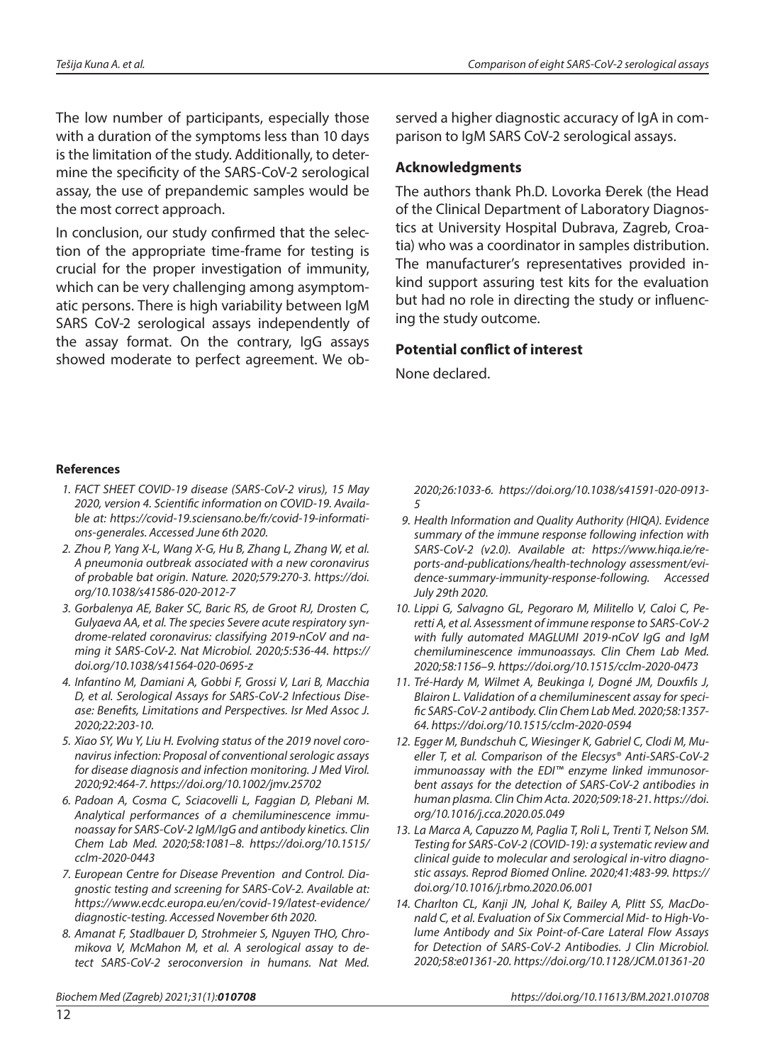The low number of participants, especially those with a duration of the symptoms less than 10 days is the limitation of the study. Additionally, to determine the specificity of the SARS-CoV-2 serological assay, the use of prepandemic samples would be the most correct approach.

In conclusion, our study confirmed that the selection of the appropriate time-frame for testing is crucial for the proper investigation of immunity, which can be very challenging among asymptomatic persons. There is high variability between IgM SARS CoV-2 serological assays independently of the assay format. On the contrary, IgG assays showed moderate to perfect agreement. We observed a higher diagnostic accuracy of IgA in comparison to IgM SARS CoV-2 serological assays.

### Acknowledgments

The authors thank Ph.D. Lovorka Đerek (the Head of the Clinical Department of Laboratory Diagnostics at University Hospital Dubrava, Zagreb, Croatia) who was a coordinator in samples distribution. The manufacturer's representatives provided in-kind support assuring test kits for the evaluation but had no role in directing the study or influencing the study outcome.

### Potential conflict of interest

None declared.

### References

1. *FACT SHEET COVID-19 disease (SARS-CoV-2 virus), 15 May 2020, version 4. Scientific information on COVID-19. Available at: https://covid-19.sciensano.be/fr/covid-19-informations-generales. Accessed June 6th 2020.*
2. *Zhou P, Yang X-L, Wang X-G, Hu B, Zhang L, Zhang W, et al. A pneumonia outbreak associated with a new coronavirus of probable bat origin. Nature. 2020;579:270-3. https://doi.org/10.1038/s41586-020-2012-7*
3. *Gorbalenya AE, Baker SC, Baric RS, de Groot RJ, Drosten C, Gulyaeva AA, et al. The species Severe acute respiratory syndrome-related coronavirus: classifying 2019-nCoV and naming it SARS-CoV-2. Nat Microbiol. 2020;5:536-44. https://doi.org/10.1038/s41564-020-0695-z*
4. *Infantino M, Damiani A, Gobbi F, Grossi V, Lari B, Macchia D, et al. Serological Assays for SARS-CoV-2 Infectious Disease: Benefits, Limitations and Perspectives. Isr Med Assoc J. 2020;22:203-10.*
5. *Xiao SY, Wu Y, Liu H. Evolving status of the 2019 novel coronavirus infection: Proposal of conventional serologic assays for disease diagnosis and infection monitoring. J Med Virol. 2020;92:464-7. https://doi.org/10.1002/jmv.25702*
6. *Padoan A, Cosma C, Sciacovelli L, Faggian D, Plebani M. Analytical performances of a chemiluminescence immunoassay for SARS-CoV-2 IgM/IgG and antibody kinetics. Clin Chem Lab Med. 2020;58:1081–8. https://doi.org/10.1515/cclm-2020-0443*
7. *European Centre for Disease Prevention and Control. Diagnostic testing and screening for SARS-CoV-2. Available at: https://www.ecdc.europa.eu/en/covid-19/latest-evidence/diagnostic-testing. Accessed November 6th 2020.*
8. *Amanat F, Stadlbauer D, Strohmeier S, Nguyen THO, Chromikova V, McMahon M, et al. A serological assay to detect SARS-CoV-2 seroconversion in humans. Nat Med. 2020;26:1033-6. https://doi.org/10.1038/s41591-020-0913-5*
9. *Health Information and Quality Authority (HIQA). Evidence summary of the immune response following infection with SARS-CoV-2 (v2.0). Available at: https://www.hiqa.ie/reports-and-publications/health-technology assessment/evidence-summary-immunity-response-following. Accessed July 29th 2020.*
10. *Lippi G, Salvagno GL, Pegoraro M, Militello V, Caloi C, Peretti A, et al. Assessment of immune response to SARS-CoV-2 with fully automated MAGLUMI 2019-nCoV IgG and IgM chemiluminescence immunoassays. Clin Chem Lab Med. 2020;58:1156–9. https://doi.org/10.1515/cclm-2020-0473*
11. *Tré-Hardy M, Wilmet A, Beukinga I, Dogné JM, Douxfils J, Blairon L. Validation of a chemiluminescent assay for specific SARS-CoV-2 antibody. Clin Chem Lab Med. 2020;58:1357-64. https://doi.org/10.1515/cclm-2020-0594*
12. *Egger M, Bundschuh C, Wiesinger K, Gabriel C, Clodi M, Mueller T, et al. Comparison of the Elecsys® Anti-SARS-CoV-2 immunoassay with the EDI™ enzyme linked immunosorbent assays for the detection of SARS-CoV-2 antibodies in human plasma. Clin Chim Acta. 2020;509:18-21. https://doi.org/10.1016/j.cca.2020.05.049*
13. *La Marca A, Capuzzo M, Paglia T, Roli L, Trenti T, Nelson SM. Testing for SARS-CoV-2 (COVID-19): a systematic review and clinical guide to molecular and serological in-vitro diagnostic assays. Reprod Biomed Online. 2020;41:483-99. https://doi.org/10.1016/j.rbmo.2020.06.001*
14. *Charlton CL, Kanji JN, Johal K, Bailey A, Plitt SS, MacDonald C, et al. Evaluation of Six Commercial Mid- to High-Volume Antibody and Six Point-of-Care Lateral Flow Assays for Detection of SARS-CoV-2 Antibodies. J Clin Microbiol. 2020;58:e01361-20. https://doi.org/10.1128/JCM.01361-20*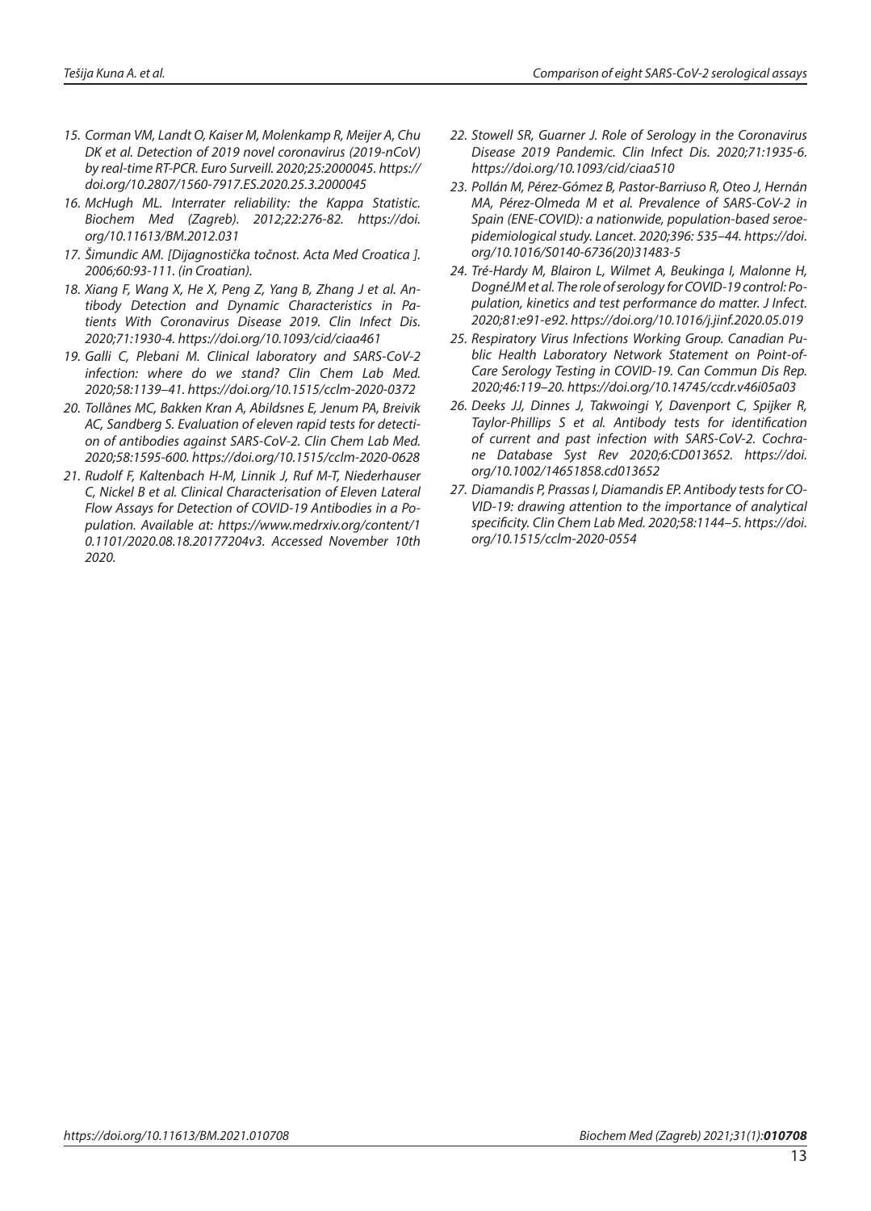15. Corman VM, Landt O, Kaiser M, Molenkamp R, Meijer A, Chu DK et al. Detection of 2019 novel coronavirus (2019-nCoV) by real-time RT-PCR. Euro Surveill. 2020;25:2000045. https://doi.org/10.2807/1560-7917.ES.2020.25.3.2000045
16. McHugh ML. Interrater reliability: the Kappa Statistic. Biochem Med (Zagreb). 2012;22:276-82. https://doi.org/10.11613/BM.2012.031
17. Šimundic AM. [Dijagnostička točnost. Acta Med Croatica ]. 2006;60:93-111. (in Croatian).
18. Xiang F, Wang X, He X, Peng Z, Yang B, Zhang J et al. Antibody Detection and Dynamic Characteristics in Patients With Coronavirus Disease 2019. Clin Infect Dis. 2020;71:1930-4. https://doi.org/10.1093/cid/ciaa461
19. Galli C, Plebani M. Clinical laboratory and SARS-CoV-2 infection: where do we stand? Clin Chem Lab Med. 2020;58:1139–41. https://doi.org/10.1515/cclm-2020-0372
20. Tollånes MC, Bakken Kran A, Abildsnes E, Jenum PA, Breivik AC, Sandberg S. Evaluation of eleven rapid tests for detection of antibodies against SARS-CoV-2. Clin Chem Lab Med. 2020;58:1595-600. https://doi.org/10.1515/cclm-2020-0628
21. Rudolf F, Kaltenbach H-M, Linnik J, Ruf M-T, Niederhauser C, Nickel B et al. Clinical Characterisation of Eleven Lateral Flow Assays for Detection of COVID-19 Antibodies in a Population. Available at: https://www.medrxiv.org/content/10.1101/2020.08.18.20177204v3. Accessed November 10th 2020.
22. Stowell SR, Guarner J. Role of Serology in the Coronavirus Disease 2019 Pandemic. Clin Infect Dis. 2020;71:1935-6. https://doi.org/10.1093/cid/ciaa510
23. Pollán M, Pérez-Gómez B, Pastor-Barriuso R, Oteo J, Hernán MA, Pérez-Olmeda M et al. Prevalence of SARS-CoV-2 in Spain (ENE-COVID): a nationwide, population-based seroepidemiological study. Lancet. 2020;396: 535–44. https://doi.org/10.1016/S0140-6736(20)31483-5
24. Tré-Hardy M, Blairon L, Wilmet A, Beukinga I, Malonne H, DognéJM et al. The role of serology for COVID-19 control: Population, kinetics and test performance do matter. J Infect. 2020;81:e91-e92. https://doi.org/10.1016/j.jinf.2020.05.019
25. Respiratory Virus Infections Working Group. Canadian Public Health Laboratory Network Statement on Point-of-Care Serology Testing in COVID-19. Can Commun Dis Rep. 2020;46:119–20. https://doi.org/10.14745/ccdr.v46i05a03
26. Deeks JJ, Dinnes J, Takwoingi Y, Davenport C, Spijker R, Taylor-Phillips S et al. Antibody tests for identification of current and past infection with SARS-CoV-2. Cochrane Database Syst Rev 2020;6:CD013652. https://doi.org/10.1002/14651858.cd013652
27. Diamandis P, Prassas I, Diamandis EP. Antibody tests for COVID-19: drawing attention to the importance of analytical specificity. Clin Chem Lab Med. 2020;58:1144–5. https://doi.org/10.1515/cclm-2020-0554